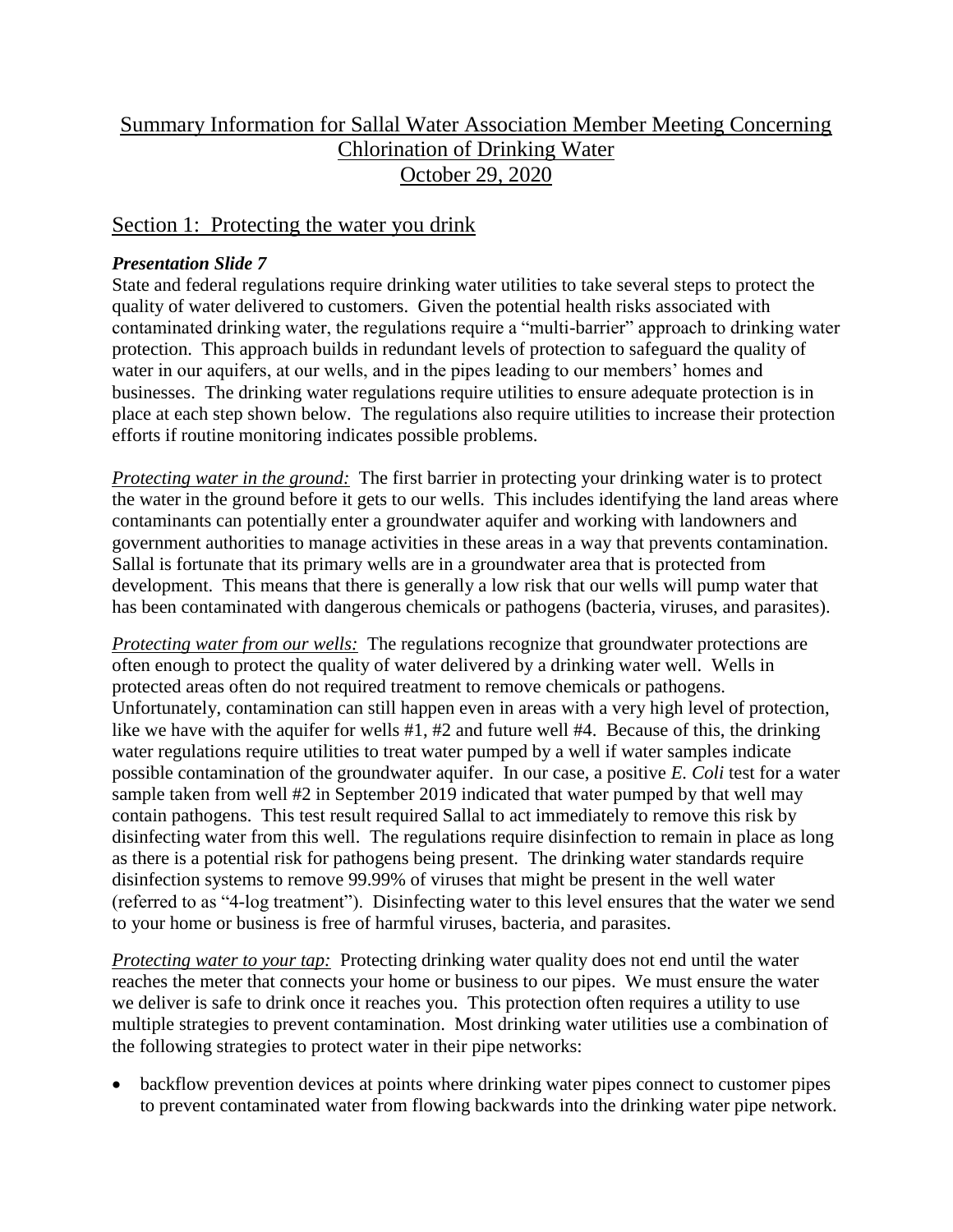# Summary Information for Sallal Water Association Member Meeting Concerning Chlorination of Drinking Water
# October 29, 2020

## Section 1: Protecting the water you drink

### *Presentation Slide 7*

State and federal regulations require drinking water utilities to take several steps to protect the quality of water delivered to customers. Given the potential health risks associated with contaminated drinking water, the regulations require a "multi-barrier" approach to drinking water protection. This approach builds in redundant levels of protection to safeguard the quality of water in our aquifers, at our wells, and in the pipes leading to our members' homes and businesses. The drinking water regulations require utilities to ensure adequate protection is in place at each step shown below. The regulations also require utilities to increase their protection efforts if routine monitoring indicates possible problems.

*Protecting water in the ground:* The first barrier in protecting your drinking water is to protect the water in the ground before it gets to our wells. This includes identifying the land areas where contaminants can potentially enter a groundwater aquifer and working with landowners and government authorities to manage activities in these areas in a way that prevents contamination. Sallal is fortunate that its primary wells are in a groundwater area that is protected from development. This means that there is generally a low risk that our wells will pump water that has been contaminated with dangerous chemicals or pathogens (bacteria, viruses, and parasites).

*Protecting water from our wells:* The regulations recognize that groundwater protections are often enough to protect the quality of water delivered by a drinking water well. Wells in protected areas often do not required treatment to remove chemicals or pathogens. Unfortunately, contamination can still happen even in areas with a very high level of protection, like we have with the aquifer for wells #1, #2 and future well #4. Because of this, the drinking water regulations require utilities to treat water pumped by a well if water samples indicate possible contamination of the groundwater aquifer. In our case, a positive *E. Coli* test for a water sample taken from well #2 in September 2019 indicated that water pumped by that well may contain pathogens. This test result required Sallal to act immediately to remove this risk by disinfecting water from this well. The regulations require disinfection to remain in place as long as there is a potential risk for pathogens being present. The drinking water standards require disinfection systems to remove 99.99% of viruses that might be present in the well water (referred to as "4-log treatment"). Disinfecting water to this level ensures that the water we send to your home or business is free of harmful viruses, bacteria, and parasites.

*Protecting water to your tap:* Protecting drinking water quality does not end until the water reaches the meter that connects your home or business to our pipes. We must ensure the water we deliver is safe to drink once it reaches you. This protection often requires a utility to use multiple strategies to prevent contamination. Most drinking water utilities use a combination of the following strategies to protect water in their pipe networks:

- backflow prevention devices at points where drinking water pipes connect to customer pipes to prevent contaminated water from flowing backwards into the drinking water pipe network.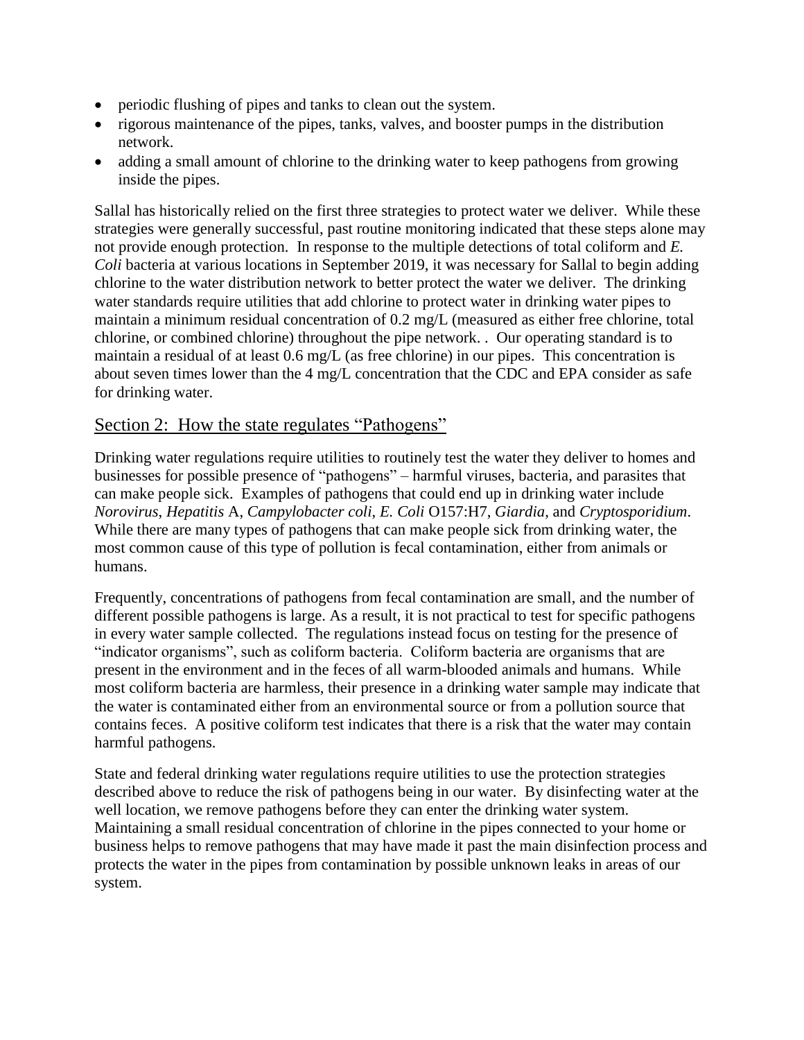- periodic flushing of pipes and tanks to clean out the system.
- rigorous maintenance of the pipes, tanks, valves, and booster pumps in the distribution network.
- adding a small amount of chlorine to the drinking water to keep pathogens from growing inside the pipes.

Sallal has historically relied on the first three strategies to protect water we deliver. While these strategies were generally successful, past routine monitoring indicated that these steps alone may not provide enough protection. In response to the multiple detections of total coliform and *E. Coli* bacteria at various locations in September 2019, it was necessary for Sallal to begin adding chlorine to the water distribution network to better protect the water we deliver. The drinking water standards require utilities that add chlorine to protect water in drinking water pipes to maintain a minimum residual concentration of 0.2 mg/L (measured as either free chlorine, total chlorine, or combined chlorine) throughout the pipe network. . Our operating standard is to maintain a residual of at least 0.6 mg/L (as free chlorine) in our pipes. This concentration is about seven times lower than the 4 mg/L concentration that the CDC and EPA consider as safe for drinking water.

## Section 2: How the state regulates "Pathogens"

Drinking water regulations require utilities to routinely test the water they deliver to homes and businesses for possible presence of "pathogens" – harmful viruses, bacteria, and parasites that can make people sick. Examples of pathogens that could end up in drinking water include *Norovirus*, *Hepatitis* A, *Campylobacter coli*, *E. Coli* O157:H7, *Giardia*, and *Cryptosporidium*. While there are many types of pathogens that can make people sick from drinking water, the most common cause of this type of pollution is fecal contamination, either from animals or humans.

Frequently, concentrations of pathogens from fecal contamination are small, and the number of different possible pathogens is large. As a result, it is not practical to test for specific pathogens in every water sample collected. The regulations instead focus on testing for the presence of "indicator organisms", such as coliform bacteria. Coliform bacteria are organisms that are present in the environment and in the feces of all warm-blooded animals and humans. While most coliform bacteria are harmless, their presence in a drinking water sample may indicate that the water is contaminated either from an environmental source or from a pollution source that contains feces. A positive coliform test indicates that there is a risk that the water may contain harmful pathogens.

State and federal drinking water regulations require utilities to use the protection strategies described above to reduce the risk of pathogens being in our water. By disinfecting water at the well location, we remove pathogens before they can enter the drinking water system. Maintaining a small residual concentration of chlorine in the pipes connected to your home or business helps to remove pathogens that may have made it past the main disinfection process and protects the water in the pipes from contamination by possible unknown leaks in areas of our system.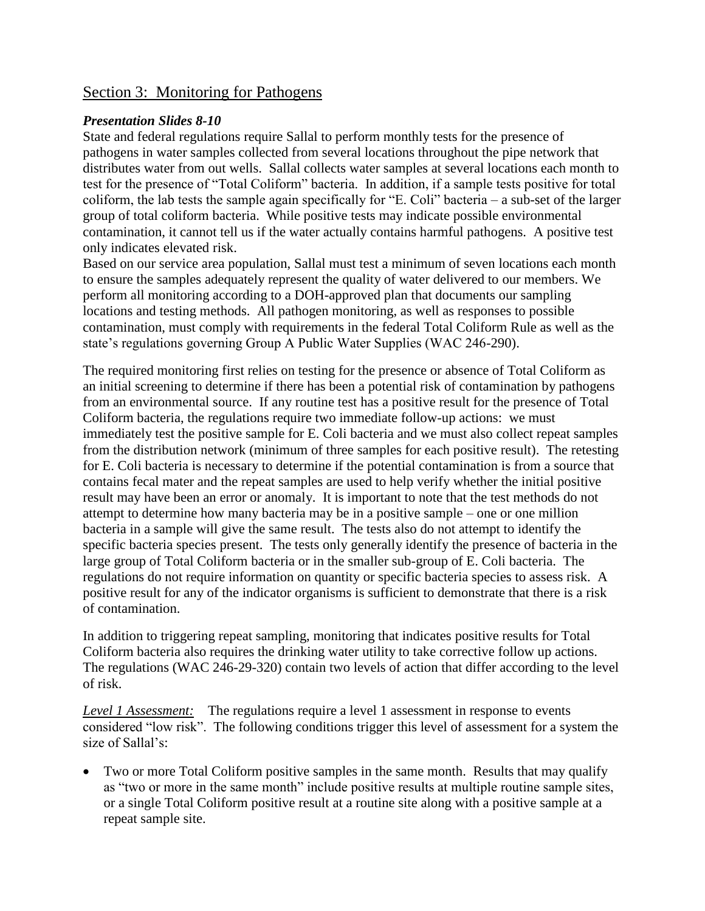## Section 3: Monitoring for Pathogens

***Presentation Slides 8-10***

State and federal regulations require Sallal to perform monthly tests for the presence of pathogens in water samples collected from several locations throughout the pipe network that distributes water from out wells. Sallal collects water samples at several locations each month to test for the presence of "Total Coliform" bacteria. In addition, if a sample tests positive for total coliform, the lab tests the sample again specifically for "E. Coli" bacteria – a sub-set of the larger group of total coliform bacteria. While positive tests may indicate possible environmental contamination, it cannot tell us if the water actually contains harmful pathogens. A positive test only indicates elevated risk.

Based on our service area population, Sallal must test a minimum of seven locations each month to ensure the samples adequately represent the quality of water delivered to our members. We perform all monitoring according to a DOH-approved plan that documents our sampling locations and testing methods. All pathogen monitoring, as well as responses to possible contamination, must comply with requirements in the federal Total Coliform Rule as well as the state's regulations governing Group A Public Water Supplies (WAC 246-290).

The required monitoring first relies on testing for the presence or absence of Total Coliform as an initial screening to determine if there has been a potential risk of contamination by pathogens from an environmental source. If any routine test has a positive result for the presence of Total Coliform bacteria, the regulations require two immediate follow-up actions: we must immediately test the positive sample for E. Coli bacteria and we must also collect repeat samples from the distribution network (minimum of three samples for each positive result). The retesting for E. Coli bacteria is necessary to determine if the potential contamination is from a source that contains fecal mater and the repeat samples are used to help verify whether the initial positive result may have been an error or anomaly. It is important to note that the test methods do not attempt to determine how many bacteria may be in a positive sample – one or one million bacteria in a sample will give the same result. The tests also do not attempt to identify the specific bacteria species present. The tests only generally identify the presence of bacteria in the large group of Total Coliform bacteria or in the smaller sub-group of E. Coli bacteria. The regulations do not require information on quantity or specific bacteria species to assess risk. A positive result for any of the indicator organisms is sufficient to demonstrate that there is a risk of contamination.

In addition to triggering repeat sampling, monitoring that indicates positive results for Total Coliform bacteria also requires the drinking water utility to take corrective follow up actions. The regulations (WAC 246-29-320) contain two levels of action that differ according to the level of risk.

*Level 1 Assessment:* The regulations require a level 1 assessment in response to events considered "low risk". The following conditions trigger this level of assessment for a system the size of Sallal's:

- Two or more Total Coliform positive samples in the same month. Results that may qualify as "two or more in the same month" include positive results at multiple routine sample sites, or a single Total Coliform positive result at a routine site along with a positive sample at a repeat sample site.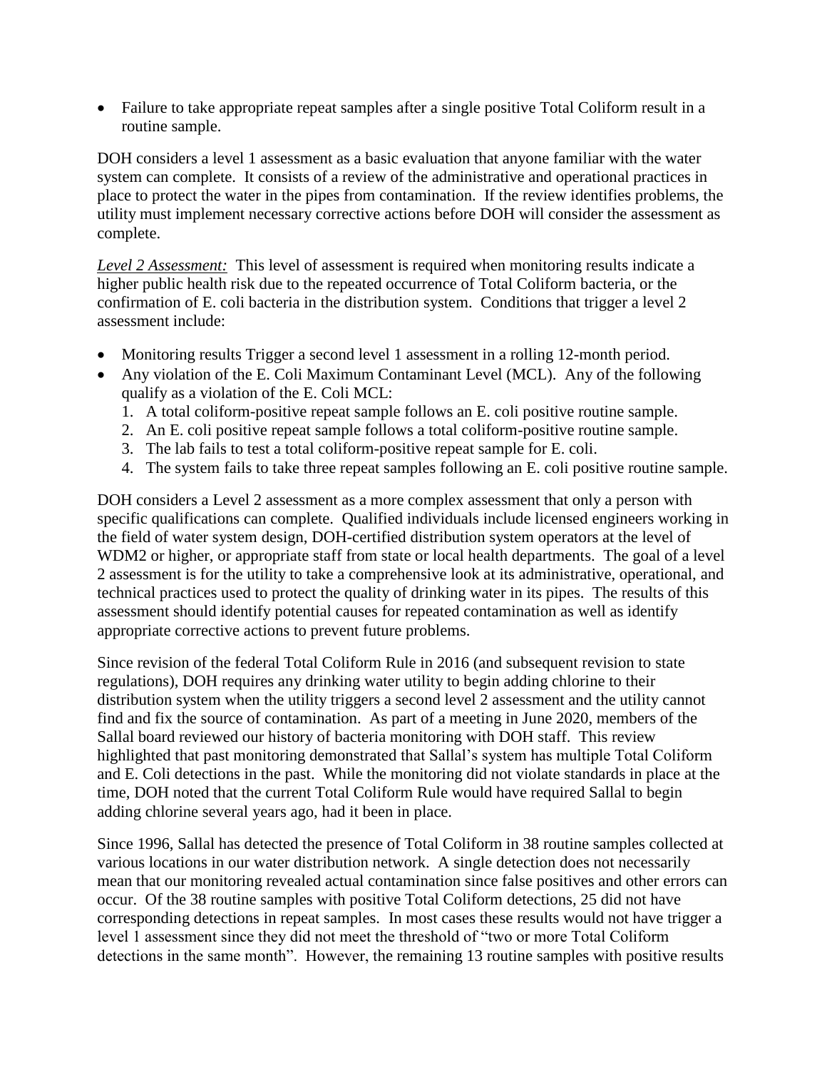- Failure to take appropriate repeat samples after a single positive Total Coliform result in a routine sample.

DOH considers a level 1 assessment as a basic evaluation that anyone familiar with the water system can complete. It consists of a review of the administrative and operational practices in place to protect the water in the pipes from contamination. If the review identifies problems, the utility must implement necessary corrective actions before DOH will consider the assessment as complete.

*Level 2 Assessment:* This level of assessment is required when monitoring results indicate a higher public health risk due to the repeated occurrence of Total Coliform bacteria, or the confirmation of E. coli bacteria in the distribution system. Conditions that trigger a level 2 assessment include:

- Monitoring results Trigger a second level 1 assessment in a rolling 12-month period.
- Any violation of the E. Coli Maximum Contaminant Level (MCL). Any of the following qualify as a violation of the E. Coli MCL:
  1. A total coliform-positive repeat sample follows an E. coli positive routine sample.
  2. An E. coli positive repeat sample follows a total coliform-positive routine sample.
  3. The lab fails to test a total coliform-positive repeat sample for E. coli.
  4. The system fails to take three repeat samples following an E. coli positive routine sample.

DOH considers a Level 2 assessment as a more complex assessment that only a person with specific qualifications can complete. Qualified individuals include licensed engineers working in the field of water system design, DOH-certified distribution system operators at the level of WDM2 or higher, or appropriate staff from state or local health departments. The goal of a level 2 assessment is for the utility to take a comprehensive look at its administrative, operational, and technical practices used to protect the quality of drinking water in its pipes. The results of this assessment should identify potential causes for repeated contamination as well as identify appropriate corrective actions to prevent future problems.

Since revision of the federal Total Coliform Rule in 2016 (and subsequent revision to state regulations), DOH requires any drinking water utility to begin adding chlorine to their distribution system when the utility triggers a second level 2 assessment and the utility cannot find and fix the source of contamination. As part of a meeting in June 2020, members of the Sallal board reviewed our history of bacteria monitoring with DOH staff. This review highlighted that past monitoring demonstrated that Sallal's system has multiple Total Coliform and E. Coli detections in the past. While the monitoring did not violate standards in place at the time, DOH noted that the current Total Coliform Rule would have required Sallal to begin adding chlorine several years ago, had it been in place.

Since 1996, Sallal has detected the presence of Total Coliform in 38 routine samples collected at various locations in our water distribution network. A single detection does not necessarily mean that our monitoring revealed actual contamination since false positives and other errors can occur. Of the 38 routine samples with positive Total Coliform detections, 25 did not have corresponding detections in repeat samples. In most cases these results would not have trigger a level 1 assessment since they did not meet the threshold of "two or more Total Coliform detections in the same month". However, the remaining 13 routine samples with positive results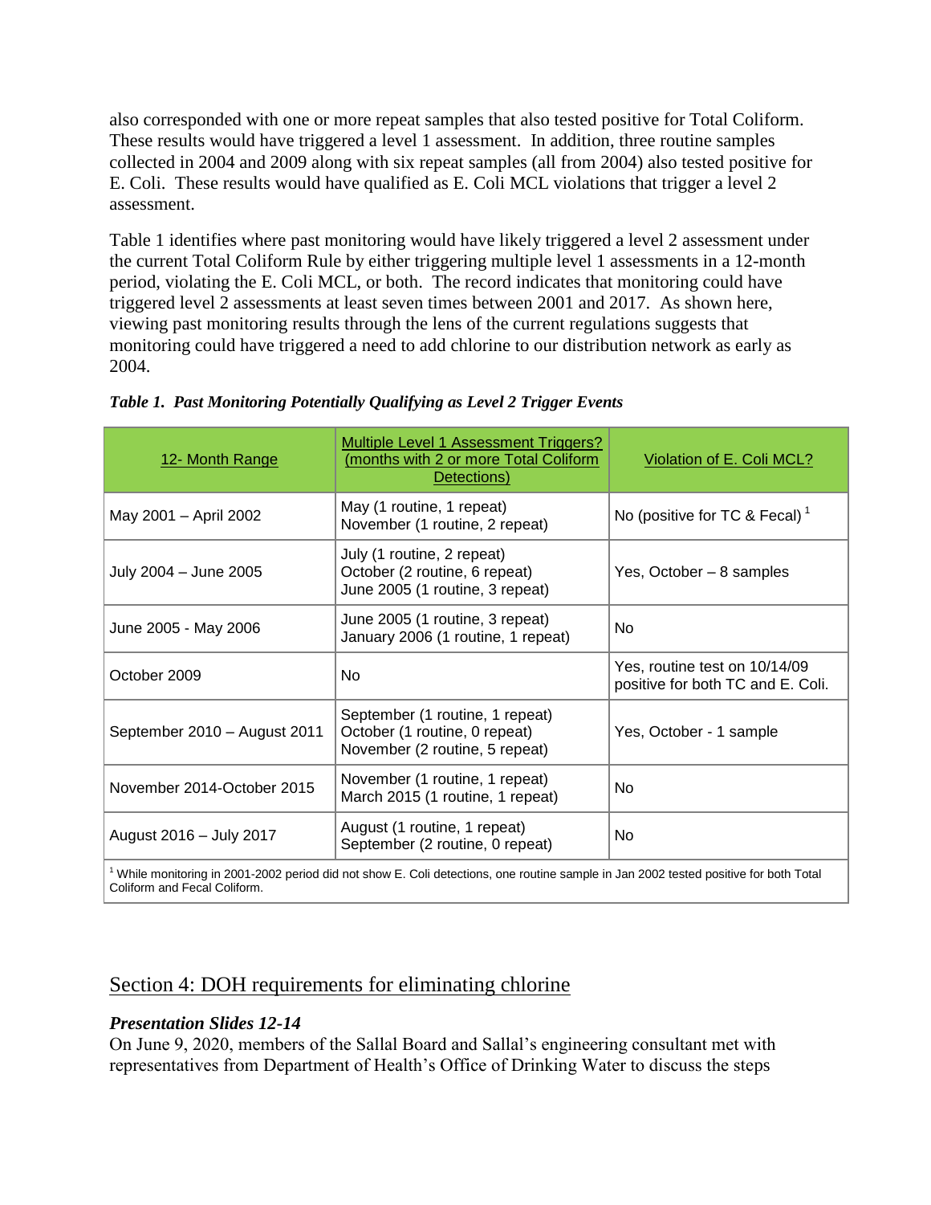also corresponded with one or more repeat samples that also tested positive for Total Coliform. These results would have triggered a level 1 assessment. In addition, three routine samples collected in 2004 and 2009 along with six repeat samples (all from 2004) also tested positive for E. Coli. These results would have qualified as E. Coli MCL violations that trigger a level 2 assessment.

Table 1 identifies where past monitoring would have likely triggered a level 2 assessment under the current Total Coliform Rule by either triggering multiple level 1 assessments in a 12-month period, violating the E. Coli MCL, or both. The record indicates that monitoring could have triggered level 2 assessments at least seven times between 2001 and 2017. As shown here, viewing past monitoring results through the lens of the current regulations suggests that monitoring could have triggered a need to add chlorine to our distribution network as early as 2004.

***Table 1. Past Monitoring Potentially Qualifying as Level 2 Trigger Events***

| 12- Month Range | Multiple Level 1 Assessment Triggers? (months with 2 or more Total Coliform Detections) | Violation of E. Coli MCL? |
|---|---|---|
| May 2001 – April 2002 | May (1 routine, 1 repeat)<br>November (1 routine, 2 repeat) | No (positive for TC & Fecal) [1] |
| July 2004 – June 2005 | July (1 routine, 2 repeat)<br>October (2 routine, 6 repeat)<br>June 2005 (1 routine, 3 repeat) | Yes, October – 8 samples |
| June 2005 - May 2006 | June 2005 (1 routine, 3 repeat)<br>January 2006 (1 routine, 1 repeat) | No |
| October 2009 | No | Yes, routine test on 10/14/09 positive for both TC and E. Coli. |
| September 2010 – August 2011 | September (1 routine, 1 repeat)<br>October (1 routine, 0 repeat)<br>November (2 routine, 5 repeat) | Yes, October - 1 sample |
| November 2014-October 2015 | November (1 routine, 1 repeat)<br>March 2015 (1 routine, 1 repeat) | No |
| August 2016 – July 2017 | August (1 routine, 1 repeat)<br>September (2 routine, 0 repeat) | No |

[1] While monitoring in 2001-2002 period did not show E. Coli detections, one routine sample in Jan 2002 tested positive for both Total Coliform and Fecal Coliform.

## Section 4: DOH requirements for eliminating chlorine

### *Presentation Slides 12-14*

On June 9, 2020, members of the Sallal Board and Sallal's engineering consultant met with representatives from Department of Health's Office of Drinking Water to discuss the steps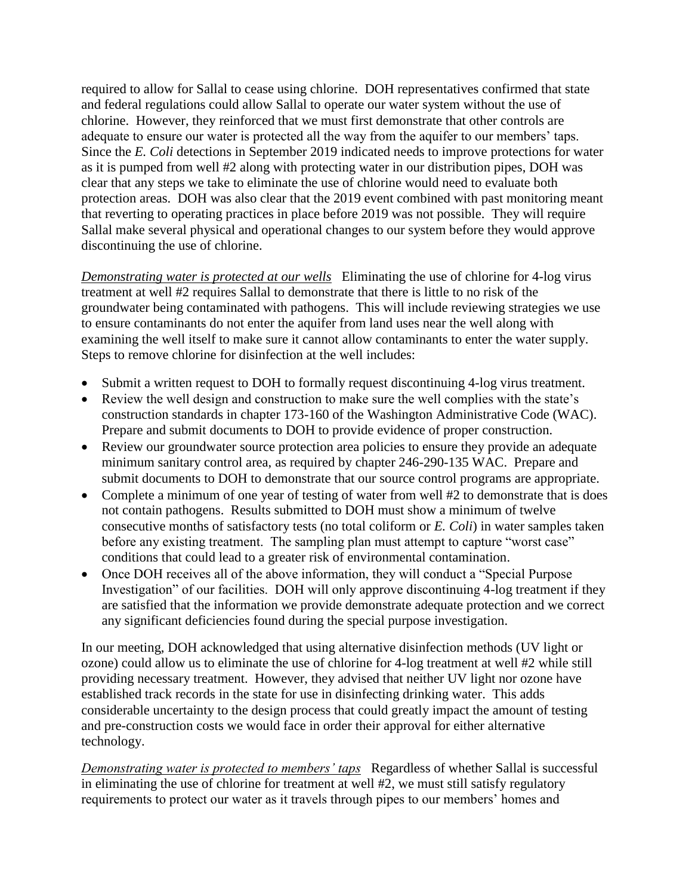required to allow for Sallal to cease using chlorine. DOH representatives confirmed that state and federal regulations could allow Sallal to operate our water system without the use of chlorine. However, they reinforced that we must first demonstrate that other controls are adequate to ensure our water is protected all the way from the aquifer to our members' taps. Since the *E. Coli* detections in September 2019 indicated needs to improve protections for water as it is pumped from well #2 along with protecting water in our distribution pipes, DOH was clear that any steps we take to eliminate the use of chlorine would need to evaluate both protection areas. DOH was also clear that the 2019 event combined with past monitoring meant that reverting to operating practices in place before 2019 was not possible. They will require Sallal make several physical and operational changes to our system before they would approve discontinuing the use of chlorine.

*Demonstrating water is protected at our wells* Eliminating the use of chlorine for 4-log virus treatment at well #2 requires Sallal to demonstrate that there is little to no risk of the groundwater being contaminated with pathogens. This will include reviewing strategies we use to ensure contaminants do not enter the aquifer from land uses near the well along with examining the well itself to make sure it cannot allow contaminants to enter the water supply. Steps to remove chlorine for disinfection at the well includes:

- Submit a written request to DOH to formally request discontinuing 4-log virus treatment.
- Review the well design and construction to make sure the well complies with the state's construction standards in chapter 173-160 of the Washington Administrative Code (WAC). Prepare and submit documents to DOH to provide evidence of proper construction.
- Review our groundwater source protection area policies to ensure they provide an adequate minimum sanitary control area, as required by chapter 246-290-135 WAC. Prepare and submit documents to DOH to demonstrate that our source control programs are appropriate.
- Complete a minimum of one year of testing of water from well #2 to demonstrate that is does not contain pathogens. Results submitted to DOH must show a minimum of twelve consecutive months of satisfactory tests (no total coliform or *E. Coli*) in water samples taken before any existing treatment. The sampling plan must attempt to capture "worst case" conditions that could lead to a greater risk of environmental contamination.
- Once DOH receives all of the above information, they will conduct a "Special Purpose Investigation" of our facilities. DOH will only approve discontinuing 4-log treatment if they are satisfied that the information we provide demonstrate adequate protection and we correct any significant deficiencies found during the special purpose investigation.

In our meeting, DOH acknowledged that using alternative disinfection methods (UV light or ozone) could allow us to eliminate the use of chlorine for 4-log treatment at well #2 while still providing necessary treatment. However, they advised that neither UV light nor ozone have established track records in the state for use in disinfecting drinking water. This adds considerable uncertainty to the design process that could greatly impact the amount of testing and pre-construction costs we would face in order their approval for either alternative technology.

*Demonstrating water is protected to members' taps* Regardless of whether Sallal is successful in eliminating the use of chlorine for treatment at well #2, we must still satisfy regulatory requirements to protect our water as it travels through pipes to our members' homes and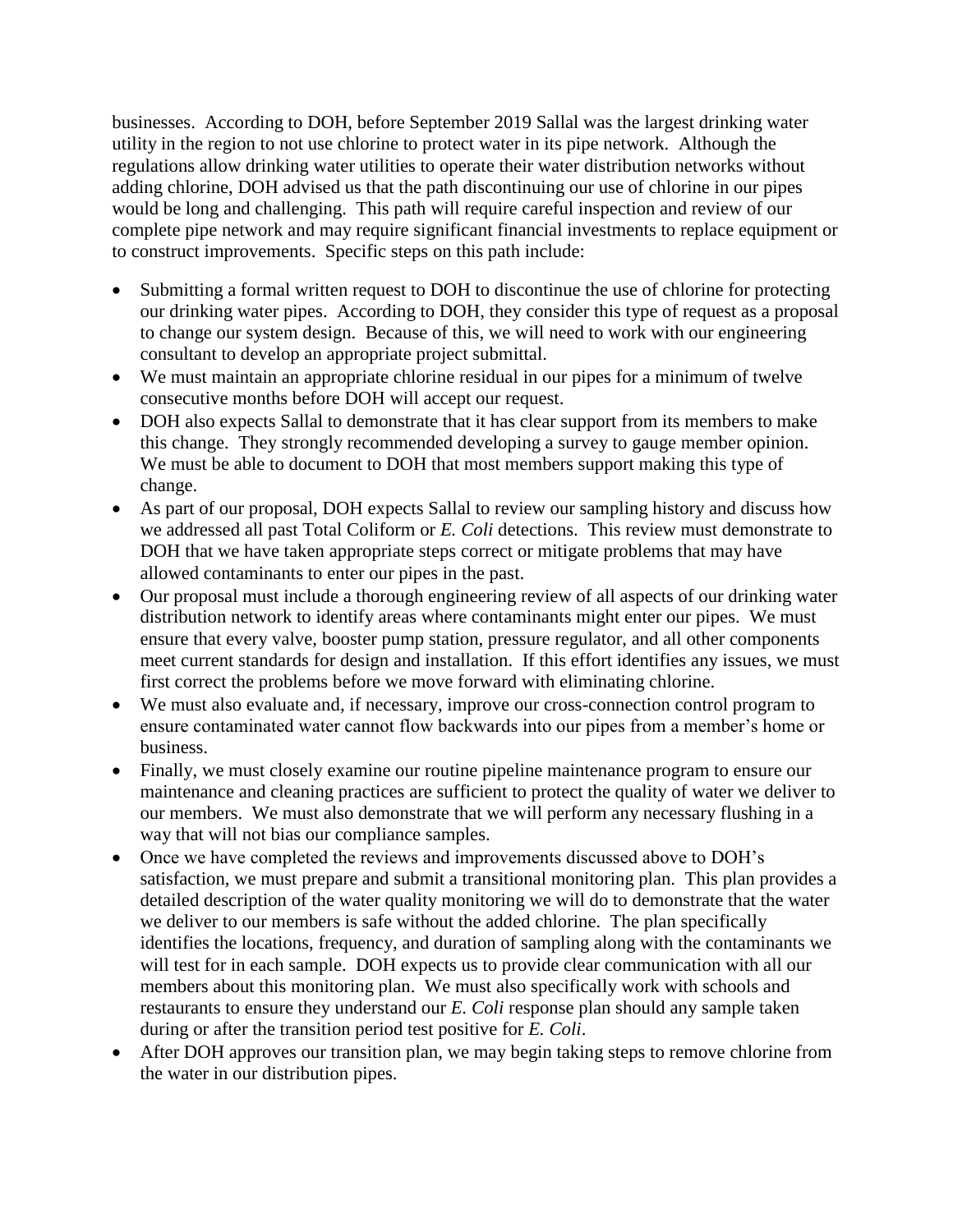businesses. According to DOH, before September 2019 Sallal was the largest drinking water utility in the region to not use chlorine to protect water in its pipe network. Although the regulations allow drinking water utilities to operate their water distribution networks without adding chlorine, DOH advised us that the path discontinuing our use of chlorine in our pipes would be long and challenging. This path will require careful inspection and review of our complete pipe network and may require significant financial investments to replace equipment or to construct improvements. Specific steps on this path include:

- Submitting a formal written request to DOH to discontinue the use of chlorine for protecting our drinking water pipes. According to DOH, they consider this type of request as a proposal to change our system design. Because of this, we will need to work with our engineering consultant to develop an appropriate project submittal.
- We must maintain an appropriate chlorine residual in our pipes for a minimum of twelve consecutive months before DOH will accept our request.
- DOH also expects Sallal to demonstrate that it has clear support from its members to make this change. They strongly recommended developing a survey to gauge member opinion. We must be able to document to DOH that most members support making this type of change.
- As part of our proposal, DOH expects Sallal to review our sampling history and discuss how we addressed all past Total Coliform or *E. Coli* detections. This review must demonstrate to DOH that we have taken appropriate steps correct or mitigate problems that may have allowed contaminants to enter our pipes in the past.
- Our proposal must include a thorough engineering review of all aspects of our drinking water distribution network to identify areas where contaminants might enter our pipes. We must ensure that every valve, booster pump station, pressure regulator, and all other components meet current standards for design and installation. If this effort identifies any issues, we must first correct the problems before we move forward with eliminating chlorine.
- We must also evaluate and, if necessary, improve our cross-connection control program to ensure contaminated water cannot flow backwards into our pipes from a member's home or business.
- Finally, we must closely examine our routine pipeline maintenance program to ensure our maintenance and cleaning practices are sufficient to protect the quality of water we deliver to our members. We must also demonstrate that we will perform any necessary flushing in a way that will not bias our compliance samples.
- Once we have completed the reviews and improvements discussed above to DOH's satisfaction, we must prepare and submit a transitional monitoring plan. This plan provides a detailed description of the water quality monitoring we will do to demonstrate that the water we deliver to our members is safe without the added chlorine. The plan specifically identifies the locations, frequency, and duration of sampling along with the contaminants we will test for in each sample. DOH expects us to provide clear communication with all our members about this monitoring plan. We must also specifically work with schools and restaurants to ensure they understand our *E. Coli* response plan should any sample taken during or after the transition period test positive for *E. Coli*.
- After DOH approves our transition plan, we may begin taking steps to remove chlorine from the water in our distribution pipes.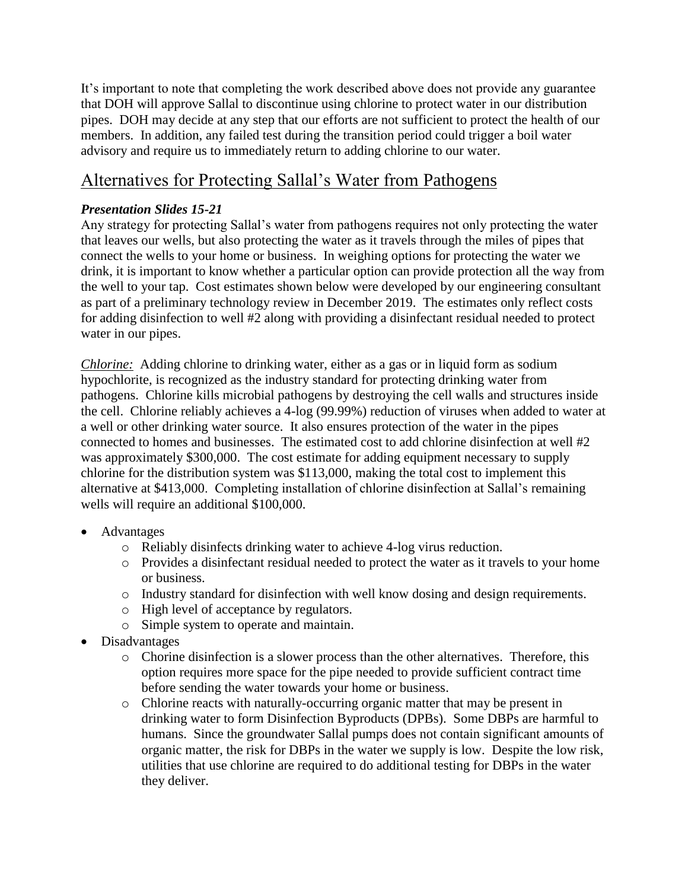It's important to note that completing the work described above does not provide any guarantee that DOH will approve Sallal to discontinue using chlorine to protect water in our distribution pipes. DOH may decide at any step that our efforts are not sufficient to protect the health of our members. In addition, any failed test during the transition period could trigger a boil water advisory and require us to immediately return to adding chlorine to our water.

## Alternatives for Protecting Sallal's Water from Pathogens

***Presentation Slides 15-21***

Any strategy for protecting Sallal's water from pathogens requires not only protecting the water that leaves our wells, but also protecting the water as it travels through the miles of pipes that connect the wells to your home or business. In weighing options for protecting the water we drink, it is important to know whether a particular option can provide protection all the way from the well to your tap. Cost estimates shown below were developed by our engineering consultant as part of a preliminary technology review in December 2019. The estimates only reflect costs for adding disinfection to well #2 along with providing a disinfectant residual needed to protect water in our pipes.

*Chlorine:* Adding chlorine to drinking water, either as a gas or in liquid form as sodium hypochlorite, is recognized as the industry standard for protecting drinking water from pathogens. Chlorine kills microbial pathogens by destroying the cell walls and structures inside the cell. Chlorine reliably achieves a 4-log (99.99%) reduction of viruses when added to water at a well or other drinking water source. It also ensures protection of the water in the pipes connected to homes and businesses. The estimated cost to add chlorine disinfection at well #2 was approximately $300,000. The cost estimate for adding equipment necessary to supply chlorine for the distribution system was $113,000, making the total cost to implement this alternative at $413,000. Completing installation of chlorine disinfection at Sallal's remaining wells will require an additional $100,000.

- Advantages
    - Reliably disinfects drinking water to achieve 4-log virus reduction.
    - Provides a disinfectant residual needed to protect the water as it travels to your home or business.
    - Industry standard for disinfection with well know dosing and design requirements.
    - High level of acceptance by regulators.
    - Simple system to operate and maintain.
- Disadvantages
    - Chorine disinfection is a slower process than the other alternatives. Therefore, this option requires more space for the pipe needed to provide sufficient contract time before sending the water towards your home or business.
    - Chlorine reacts with naturally-occurring organic matter that may be present in drinking water to form Disinfection Byproducts (DPBs). Some DBPs are harmful to humans. Since the groundwater Sallal pumps does not contain significant amounts of organic matter, the risk for DBPs in the water we supply is low. Despite the low risk, utilities that use chlorine are required to do additional testing for DBPs in the water they deliver.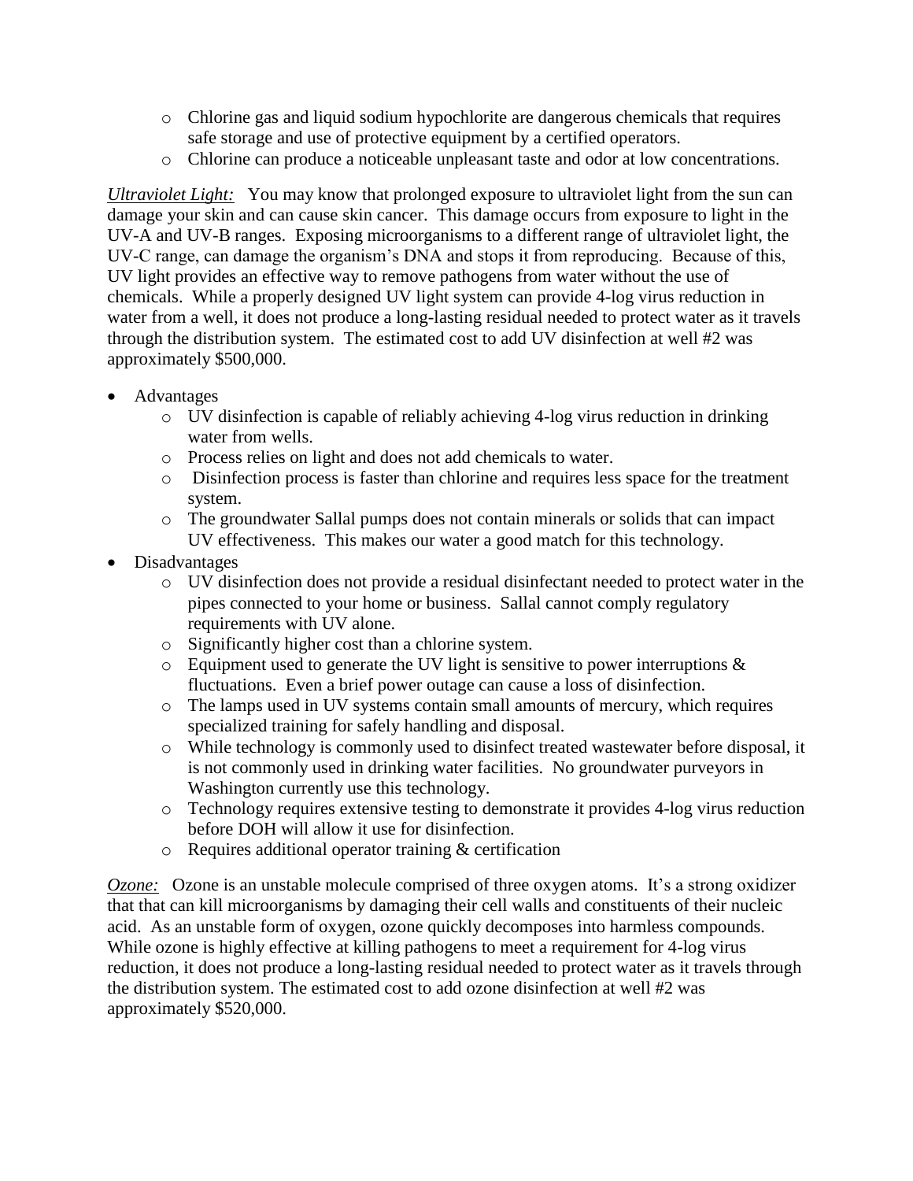- Chlorine gas and liquid sodium hypochlorite are dangerous chemicals that requires safe storage and use of protective equipment by a certified operators.
- Chlorine can produce a noticeable unpleasant taste and odor at low concentrations.

*Ultraviolet Light:* You may know that prolonged exposure to ultraviolet light from the sun can damage your skin and can cause skin cancer. This damage occurs from exposure to light in the UV-A and UV-B ranges. Exposing microorganisms to a different range of ultraviolet light, the UV-C range, can damage the organism's DNA and stops it from reproducing. Because of this, UV light provides an effective way to remove pathogens from water without the use of chemicals. While a properly designed UV light system can provide 4-log virus reduction in water from a well, it does not produce a long-lasting residual needed to protect water as it travels through the distribution system. The estimated cost to add UV disinfection at well #2 was approximately $500,000.

- Advantages
  - UV disinfection is capable of reliably achieving 4-log virus reduction in drinking water from wells.
  - Process relies on light and does not add chemicals to water.
  - Disinfection process is faster than chlorine and requires less space for the treatment system.
  - The groundwater Sallal pumps does not contain minerals or solids that can impact UV effectiveness. This makes our water a good match for this technology.
- Disadvantages
  - UV disinfection does not provide a residual disinfectant needed to protect water in the pipes connected to your home or business. Sallal cannot comply regulatory requirements with UV alone.
  - Significantly higher cost than a chlorine system.
  - Equipment used to generate the UV light is sensitive to power interruptions & fluctuations. Even a brief power outage can cause a loss of disinfection.
  - The lamps used in UV systems contain small amounts of mercury, which requires specialized training for safely handling and disposal.
  - While technology is commonly used to disinfect treated wastewater before disposal, it is not commonly used in drinking water facilities. No groundwater purveyors in Washington currently use this technology.
  - Technology requires extensive testing to demonstrate it provides 4-log virus reduction before DOH will allow it use for disinfection.
  - Requires additional operator training & certification

*Ozone:* Ozone is an unstable molecule comprised of three oxygen atoms. It's a strong oxidizer that that can kill microorganisms by damaging their cell walls and constituents of their nucleic acid. As an unstable form of oxygen, ozone quickly decomposes into harmless compounds. While ozone is highly effective at killing pathogens to meet a requirement for 4-log virus reduction, it does not produce a long-lasting residual needed to protect water as it travels through the distribution system. The estimated cost to add ozone disinfection at well #2 was approximately $520,000.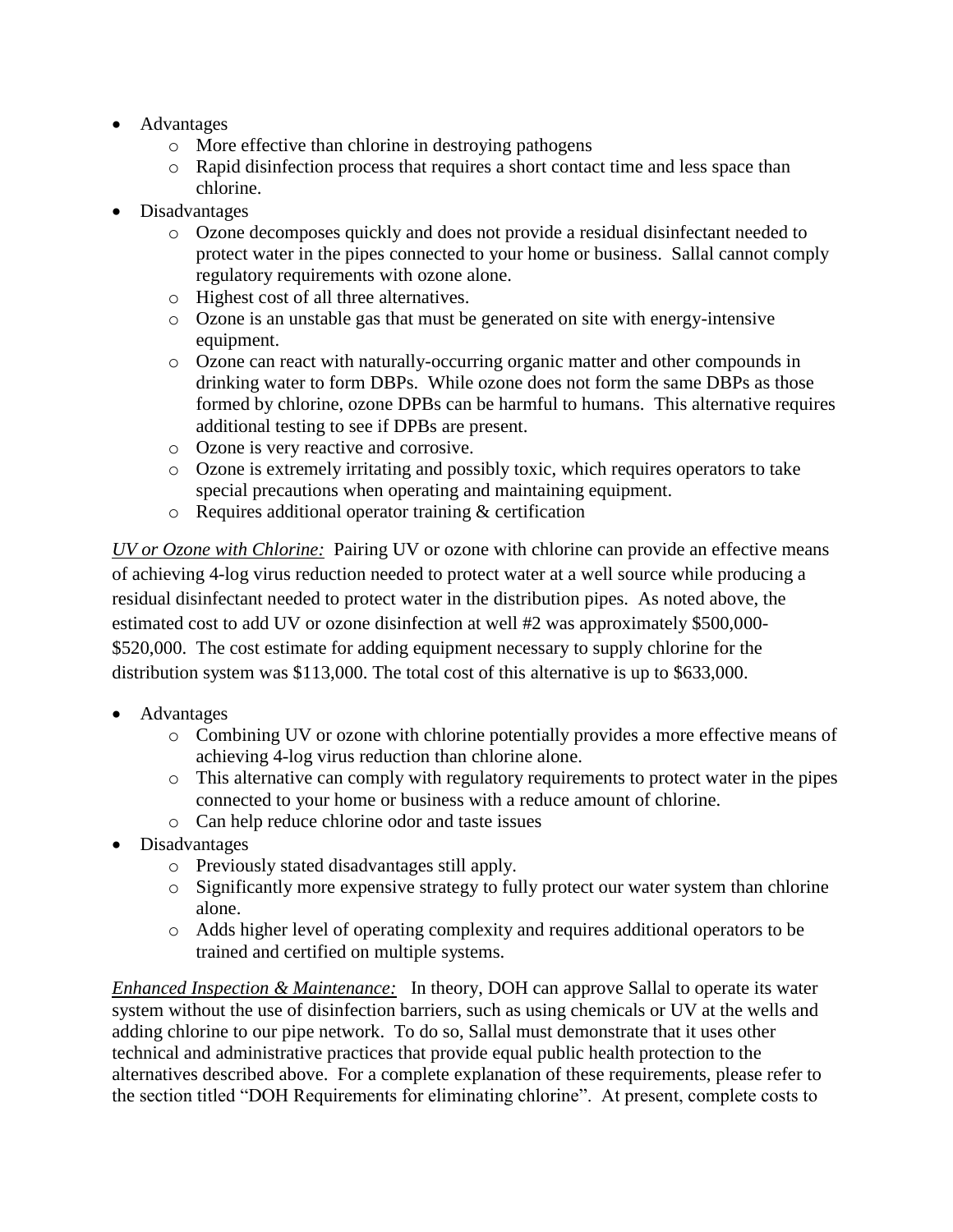- Advantages
  - More effective than chlorine in destroying pathogens
  - Rapid disinfection process that requires a short contact time and less space than chlorine.
- Disadvantages
  - Ozone decomposes quickly and does not provide a residual disinfectant needed to protect water in the pipes connected to your home or business. Sallal cannot comply regulatory requirements with ozone alone.
  - Highest cost of all three alternatives.
  - Ozone is an unstable gas that must be generated on site with energy-intensive equipment.
  - Ozone can react with naturally-occurring organic matter and other compounds in drinking water to form DBPs. While ozone does not form the same DBPs as those formed by chlorine, ozone DPBs can be harmful to humans. This alternative requires additional testing to see if DPBs are present.
  - Ozone is very reactive and corrosive.
  - Ozone is extremely irritating and possibly toxic, which requires operators to take special precautions when operating and maintaining equipment.
  - Requires additional operator training & certification

*UV or Ozone with Chlorine:* Pairing UV or ozone with chlorine can provide an effective means of achieving 4-log virus reduction needed to protect water at a well source while producing a residual disinfectant needed to protect water in the distribution pipes. As noted above, the estimated cost to add UV or ozone disinfection at well #2 was approximately $500,000-$520,000. The cost estimate for adding equipment necessary to supply chlorine for the distribution system was $113,000. The total cost of this alternative is up to $633,000.

- Advantages
  - Combining UV or ozone with chlorine potentially provides a more effective means of achieving 4-log virus reduction than chlorine alone.
  - This alternative can comply with regulatory requirements to protect water in the pipes connected to your home or business with a reduce amount of chlorine.
  - Can help reduce chlorine odor and taste issues
- Disadvantages
  - Previously stated disadvantages still apply.
  - Significantly more expensive strategy to fully protect our water system than chlorine alone.
  - Adds higher level of operating complexity and requires additional operators to be trained and certified on multiple systems.

*Enhanced Inspection & Maintenance:* In theory, DOH can approve Sallal to operate its water system without the use of disinfection barriers, such as using chemicals or UV at the wells and adding chlorine to our pipe network. To do so, Sallal must demonstrate that it uses other technical and administrative practices that provide equal public health protection to the alternatives described above. For a complete explanation of these requirements, please refer to the section titled "DOH Requirements for eliminating chlorine". At present, complete costs to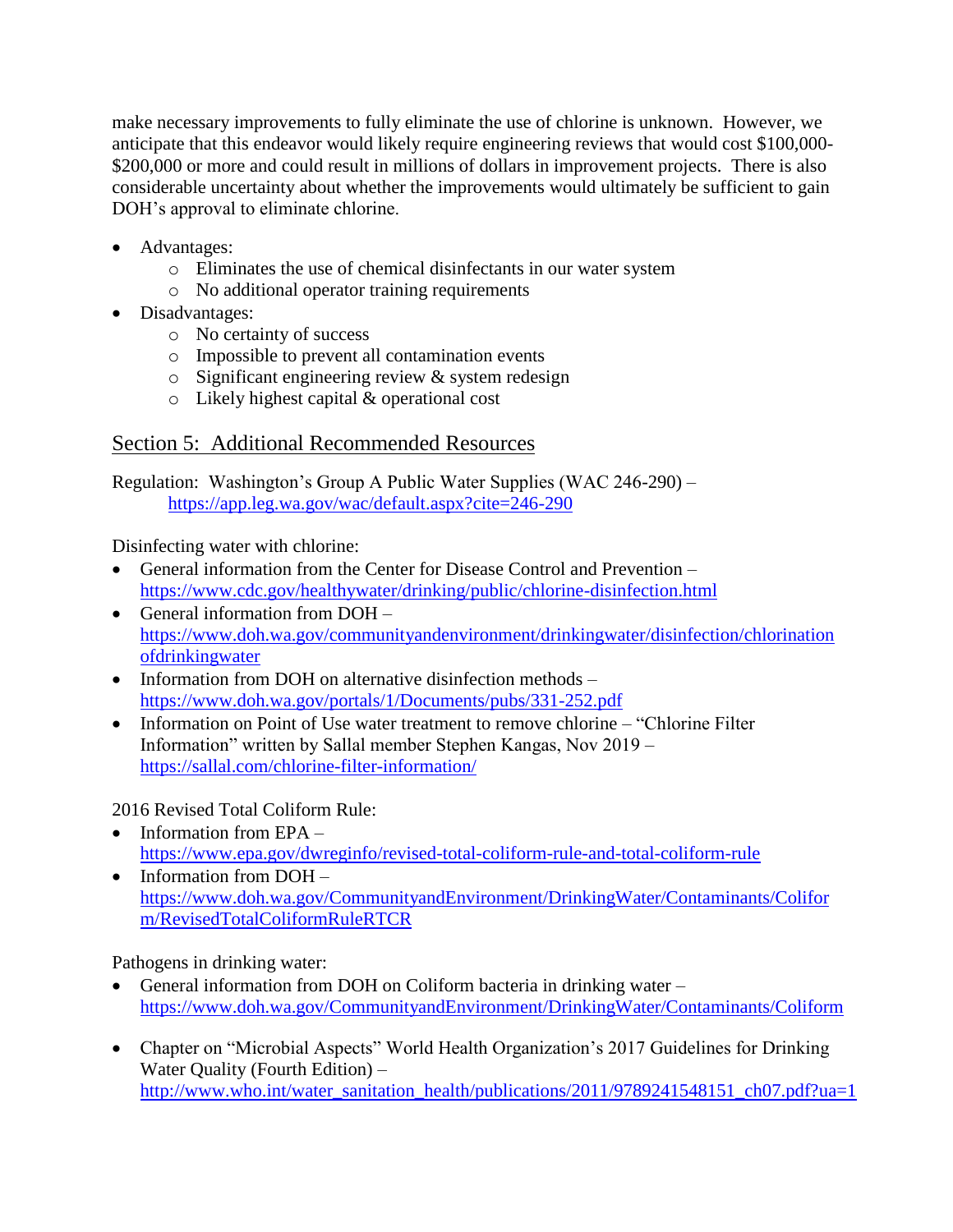make necessary improvements to fully eliminate the use of chlorine is unknown. However, we anticipate that this endeavor would likely require engineering reviews that would cost $100,000-$200,000 or more and could result in millions of dollars in improvement projects. There is also considerable uncertainty about whether the improvements would ultimately be sufficient to gain DOH's approval to eliminate chlorine.

- Advantages:
  - Eliminates the use of chemical disinfectants in our water system
  - No additional operator training requirements
- Disadvantages:
  - No certainty of success
  - Impossible to prevent all contamination events
  - Significant engineering review & system redesign
  - Likely highest capital & operational cost

## Section 5: Additional Recommended Resources

Regulation: Washington's Group A Public Water Supplies (WAC 246-290) –
https://app.leg.wa.gov/wac/default.aspx?cite=246-290

Disinfecting water with chlorine:

- General information from the Center for Disease Control and Prevention – https://www.cdc.gov/healthywater/drinking/public/chlorine-disinfection.html
- General information from DOH – https://www.doh.wa.gov/communityandenvironment/drinkingwater/disinfection/chlorinationofdrinkingwater
- Information from DOH on alternative disinfection methods – https://www.doh.wa.gov/portals/1/Documents/pubs/331-252.pdf
- Information on Point of Use water treatment to remove chlorine – "Chlorine Filter Information" written by Sallal member Stephen Kangas, Nov 2019 – https://sallal.com/chlorine-filter-information/

2016 Revised Total Coliform Rule:

- Information from EPA – https://www.epa.gov/dwreginfo/revised-total-coliform-rule-and-total-coliform-rule
- Information from DOH – https://www.doh.wa.gov/CommunityandEnvironment/DrinkingWater/Contaminants/Coliform/RevisedTotalColiformRuleRTCR

Pathogens in drinking water:

- General information from DOH on Coliform bacteria in drinking water – https://www.doh.wa.gov/CommunityandEnvironment/DrinkingWater/Contaminants/Coliform
- Chapter on "Microbial Aspects" World Health Organization's 2017 Guidelines for Drinking Water Quality (Fourth Edition) – http://www.who.int/water_sanitation_health/publications/2011/9789241548151_ch07.pdf?ua=1